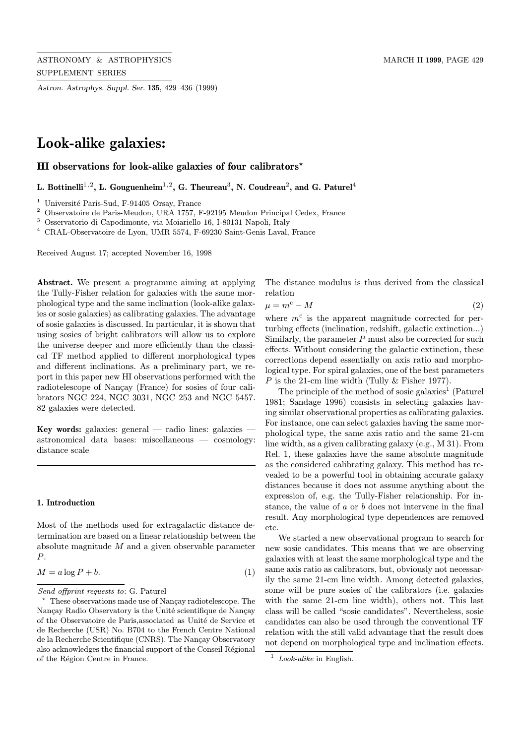# Look-alike galaxies:

## HI observations for look-alike galaxies of four calibrators*

**L. Bottinelli[1,2], L. Gouguenheim[1,2], G. Theureau[3], N. Coudreau[2], and G. Paturel[4]**

[1] Université Paris-Sud, F-91405 Orsay, France
[2] Observatoire de Paris-Meudon, URA 1757, F-92195 Meudon Principal Cedex, France
[3] Osservatorio di Capodimonte, via Moiariello 16, I-80131 Napoli, Italy
[4] CRAL-Observatoire de Lyon, UMR 5574, F-69230 Saint-Genis Laval, France

Received August 17; accepted November 16, 1998

**Abstract.** We present a programme aiming at applying the Tully-Fisher relation for galaxies with the same morphological type and the same inclination (look-alike galaxies or sosie galaxies) as calibrating galaxies. The advantage of sosie galaxies is discussed. In particular, it is shown that using sosies of bright calibrators will allow us to explore the universe deeper and more efficiently than the classical TF method applied to different morphological types and different inclinations. As a preliminary part, we report in this paper new HI observations performed with the radiotelescope of Nançay (France) for sosies of four calibrators NGC 224, NGC 3031, NGC 253 and NGC 5457. 82 galaxies were detected.

**Key words:** galaxies: general — radio lines: galaxies — astronomical data bases: miscellaneous — cosmology: distance scale

### 1. Introduction

Most of the methods used for extragalactic distance determination are based on a linear relationship between the absolute magnitude $M$ and a given observable parameter $P$.

$$M = a \log P + b. \quad (1)$$

The distance modulus is thus derived from the classical relation

$$\mu = m^c - M \quad (2)$$

where $m^c$ is the apparent magnitude corrected for perturbing effects (inclination, redshift, galactic extinction...) Similarly, the parameter $P$ must also be corrected for such effects. Without considering the galactic extinction, these corrections depend essentially on axis ratio and morphological type. For spiral galaxies, one of the best parameters $P$ is the 21-cm line width (Tully & Fisher 1977).

The principle of the method of sosie galaxies[1] (Paturel 1981; Sandage 1996) consists in selecting galaxies having similar observational properties as calibrating galaxies. For instance, one can select galaxies having the same morphological type, the same axis ratio and the same 21-cm line width, as a given calibrating galaxy (e.g., M 31). From Rel. 1, these galaxies have the same absolute magnitude as the considered calibrating galaxy. This method has revealed to be a powerful tool in obtaining accurate galaxy distances because it does not assume anything about the expression of, e.g. the Tully-Fisher relationship. For instance, the value of $a$ or $b$ does not intervene in the final result. Any morphological type dependences are removed etc.

We started a new observational program to search for new sosie candidates. This means that we are observing galaxies with at least the same morphological type and the same axis ratio as calibrators, but, obviously not necessarily the same 21-cm line width. Among detected galaxies, some will be pure sosies of the calibrators (i.e. galaxies with the same 21-cm line width), others not. This last class will be called "sosie candidates". Nevertheless, sosie candidates can also be used through the conventional TF relation with the still valid advantage that the result does not depend on morphological type and inclination effects.

*Send offprint requests to*: G. Paturel

* These observations made use of Nançay radiotelescope. The Nançay Radio Observatory is the Unité scientifique de Nançay of the Observatoire de Paris,associated as Unité de Service et de Recherche (USR) No. B704 to the French Centre National de la Recherche Scientifique (CNRS). The Nançay Observatory also acknowledges the financial support of the Conseil Régional of the Région Centre in France.

[1] *Look-alike* in English.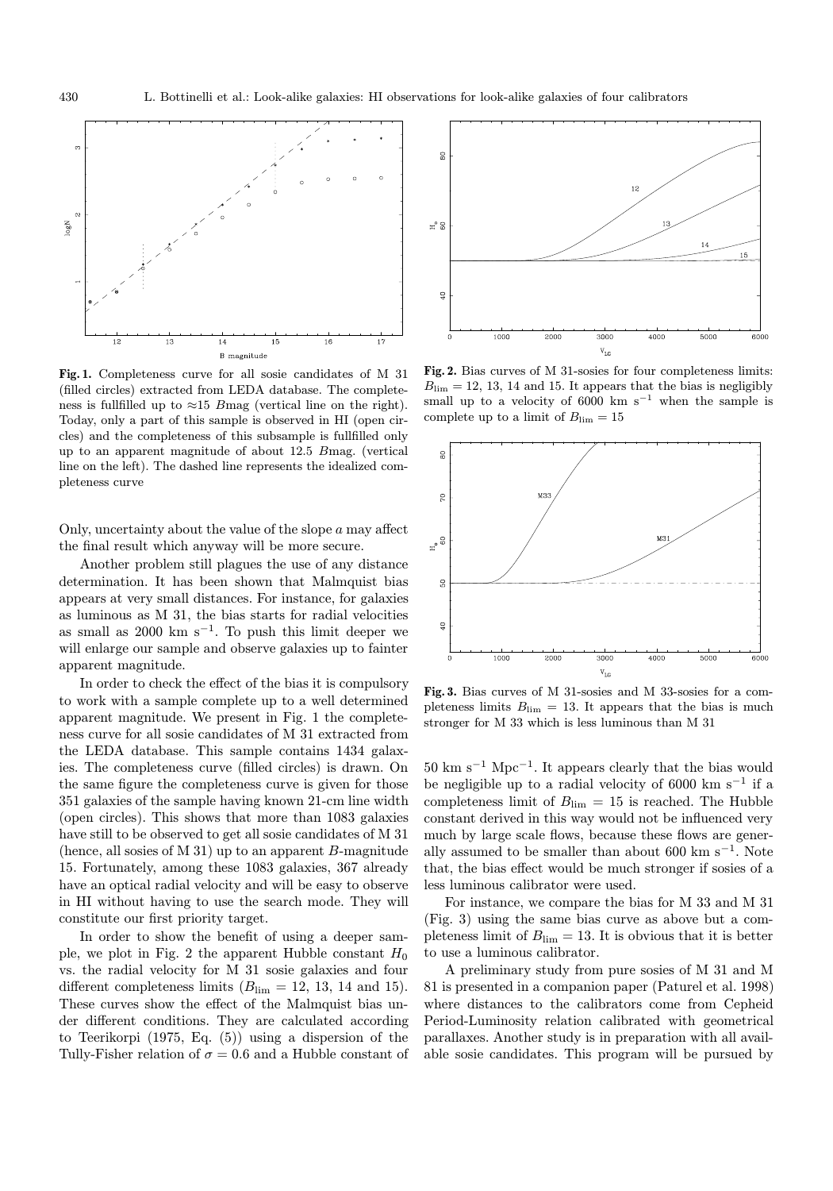**Fig. 1.** Completeness curve for all sosie candidates of M 31 (filled circles) extracted from LEDA database. The completeness is fullfilled up to ≈15 $B$mag (vertical line on the right). Today, only a part of this sample is observed in HI (open circles) and the completeness of this subsample is fullfilled only up to an apparent magnitude of about 12.5 $B$mag. (vertical line on the left). The dashed line represents the idealized completeness curve

**Fig. 2.** Bias curves of M 31-sosies for four completeness limits: $B_{\rm lim} = 12$, 13, 14 and 15. It appears that the bias is negligibly small up to a velocity of 6000 km s$^{-1}$ when the sample is complete up to a limit of $B_{\rm lim} = 15$

**Fig. 3.** Bias curves of M 31-sosies and M 33-sosies for a completeness limits $B_{\rm lim} = 13$. It appears that the bias is much stronger for M 33 which is less luminous than M 31

Only, uncertainty about the value of the slope $a$ may affect the final result which anyway will be more secure.

Another problem still plagues the use of any distance determination. It has been shown that Malmquist bias appears at very small distances. For instance, for galaxies as luminous as M 31, the bias starts for radial velocities as small as 2000 km s$^{-1}$. To push this limit deeper we will enlarge our sample and observe galaxies up to fainter apparent magnitude.

In order to check the effect of the bias it is compulsory to work with a sample complete up to a well determined apparent magnitude. We present in Fig. 1 the completeness curve for all sosie candidates of M 31 extracted from the LEDA database. This sample contains 1434 galaxies. The completeness curve (filled circles) is drawn. On the same figure the completeness curve is given for those 351 galaxies of the sample having known 21-cm line width (open circles). This shows that more than 1083 galaxies have still to be observed to get all sosie candidates of M 31 (hence, all sosies of M 31) up to an apparent $B$-magnitude 15. Fortunately, among these 1083 galaxies, 367 already have an optical radial velocity and will be easy to observe in HI without having to use the search mode. They will constitute our first priority target.

In order to show the benefit of using a deeper sample, we plot in Fig. 2 the apparent Hubble constant $H_0$ vs. the radial velocity for M 31 sosie galaxies and four different completeness limits ($B_{\rm lim} = 12$, 13, 14 and 15). These curves show the effect of the Malmquist bias under different conditions. They are calculated according to Teerikorpi (1975, Eq. (5)) using a dispersion of the Tully-Fisher relation of $\sigma = 0.6$ and a Hubble constant of 50 km s$^{-1}$ Mpc$^{-1}$. It appears clearly that the bias would be negligible up to a radial velocity of 6000 km s$^{-1}$ if a completeness limit of $B_{\rm lim} = 15$ is reached. The Hubble constant derived in this way would not be influenced very much by large scale flows, because these flows are generally assumed to be smaller than about 600 km s$^{-1}$. Note that, the bias effect would be much stronger if sosies of a less luminous calibrator were used.

For instance, we compare the bias for M 33 and M 31 (Fig. 3) using the same bias curve as above but a completeness limit of $B_{\rm lim} = 13$. It is obvious that it is better to use a luminous calibrator.

A preliminary study from pure sosies of M 31 and M 81 is presented in a companion paper (Paturel et al. 1998) where distances to the calibrators come from Cepheid Period-Luminosity relation calibrated with geometrical parallaxes. Another study is in preparation with all available sosie candidates. This program will be pursued by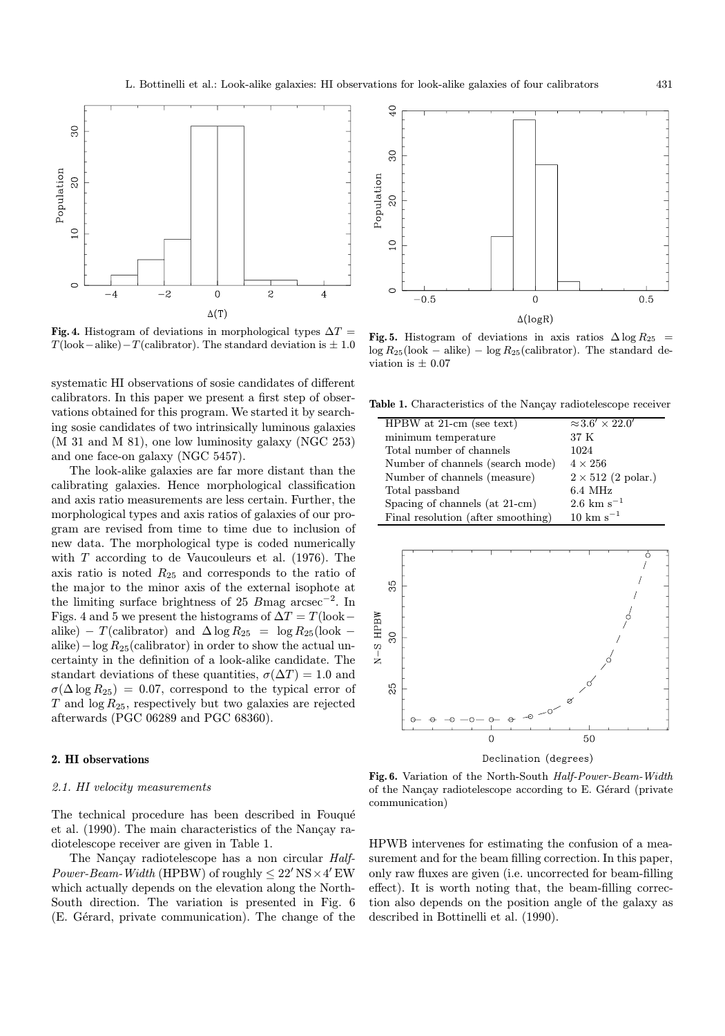**Fig. 4.** Histogram of deviations in morphological types $\Delta T = T(\text{look}-\text{alike}) - T(\text{calibrator})$. The standard deviation is $\pm$ 1.0

**Fig. 5.** Histogram of deviations in axis ratios $\Delta \log R_{25} = \log R_{25}(\text{look} - \text{alike}) - \log R_{25}(\text{calibrator})$. The standard deviation is $\pm$ 0.07

systematic HI observations of sosie candidates of different calibrators. In this paper we present a first step of observations obtained for this program. We started it by searching sosie candidates of two intrinsically luminous galaxies (M 31 and M 81), one low luminosity galaxy (NGC 253) and one face-on galaxy (NGC 5457).

The look-alike galaxies are far more distant than the calibrating galaxies. Hence morphological classification and axis ratio measurements are less certain. Further, the morphological types and axis ratios of galaxies of our program are revised from time to time due to inclusion of new data. The morphological type is coded numerically with $T$ according to de Vaucouleurs et al. (1976). The axis ratio is noted $R_{25}$ and corresponds to the ratio of the major to the minor axis of the external isophote at the limiting surface brightness of 25 $B$mag arcsec$^{-2}$. In Figs. 4 and 5 we present the histograms of $\Delta T = T(\text{look}-\text{alike}) - T(\text{calibrator})$ and $\Delta \log R_{25} = \log R_{25}(\text{look} - \text{alike}) - \log R_{25}(\text{calibrator})$ in order to show the actual uncertainty in the definition of a look-alike candidate. The standart deviations of these quantities, $\sigma(\Delta T) = 1.0$ and $\sigma(\Delta \log R_{25}) = 0.07$, correspond to the typical error of $T$ and $\log R_{25}$, respectively but two galaxies are rejected afterwards (PGC 06289 and PGC 68360).

## 2. HI observations

### 2.1. HI velocity measurements

The technical procedure has been described in Fouqué et al. (1990). The main characteristics of the Nançay radiotelescope receiver are given in Table 1.

The Nançay radiotelescope has a non circular *Half-Power-Beam-Width* (HPBW) of roughly $\leq 22'\,\text{NS} \times 4'\,\text{EW}$ which actually depends on the elevation along the North-South direction. The variation is presented in Fig. 6 (E. Gérard, private communication). The change of the HPWB intervenes for estimating the confusion of a measurement and for the beam filling correction. In this paper, only raw fluxes are given (i.e. uncorrected for beam-filling effect). It is worth noting that, the beam-filling correction also depends on the position angle of the galaxy as described in Bottinelli et al. (1990).

**Table 1.** Characteristics of the Nançay radiotelescope receiver

| | |
|---|---|
| HPBW at 21-cm (see text) | $\approx 3.6' \times 22.0'$ |
| minimum temperature | 37 K |
| Total number of channels | 1024 |
| Number of channels (search mode) | $4 \times 256$ |
| Number of channels (measure) | $2 \times 512$ (2 polar.) |
| Total passband | 6.4 MHz |
| Spacing of channels (at 21-cm) | 2.6 km s$^{-1}$ |
| Final resolution (after smoothing) | 10 km s$^{-1}$ |

**Fig. 6.** Variation of the North-South *Half-Power-Beam-Width* of the Nançay radiotelescope according to E. Gérard (private communication)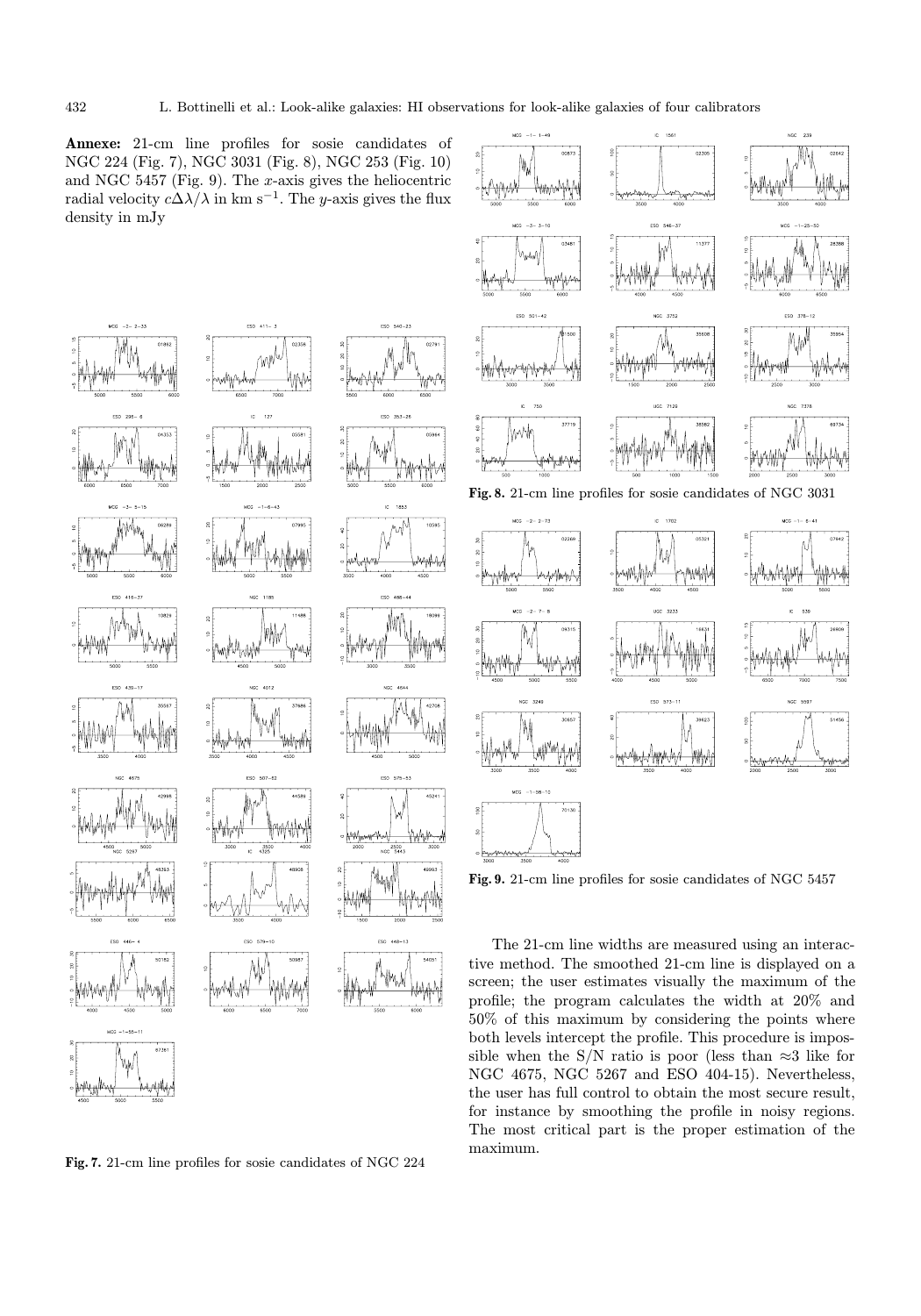**Annexe:** 21-cm line profiles for sosie candidates of NGC 224 (Fig. 7), NGC 3031 (Fig. 8), NGC 253 (Fig. 10) and NGC 5457 (Fig. 9). The $x$-axis gives the heliocentric radial velocity $c\Delta\lambda/\lambda$ in km s$^{-1}$. The $y$-axis gives the flux density in mJy

**Fig. 7.** 21-cm line profiles for sosie candidates of NGC 224

**Fig. 8.** 21-cm line profiles for sosie candidates of NGC 3031

**Fig. 9.** 21-cm line profiles for sosie candidates of NGC 5457

The 21-cm line widths are measured using an interactive method. The smoothed 21-cm line is displayed on a screen; the user estimates visually the maximum of the profile; the program calculates the width at 20% and 50% of this maximum by considering the points where both levels intercept the profile. This procedure is impossible when the S/N ratio is poor (less than ≈3 like for NGC 4675, NGC 5267 and ESO 404-15). Nevertheless, the user has full control to obtain the most secure result, for instance by smoothing the profile in noisy regions. The most critical part is the proper estimation of the maximum.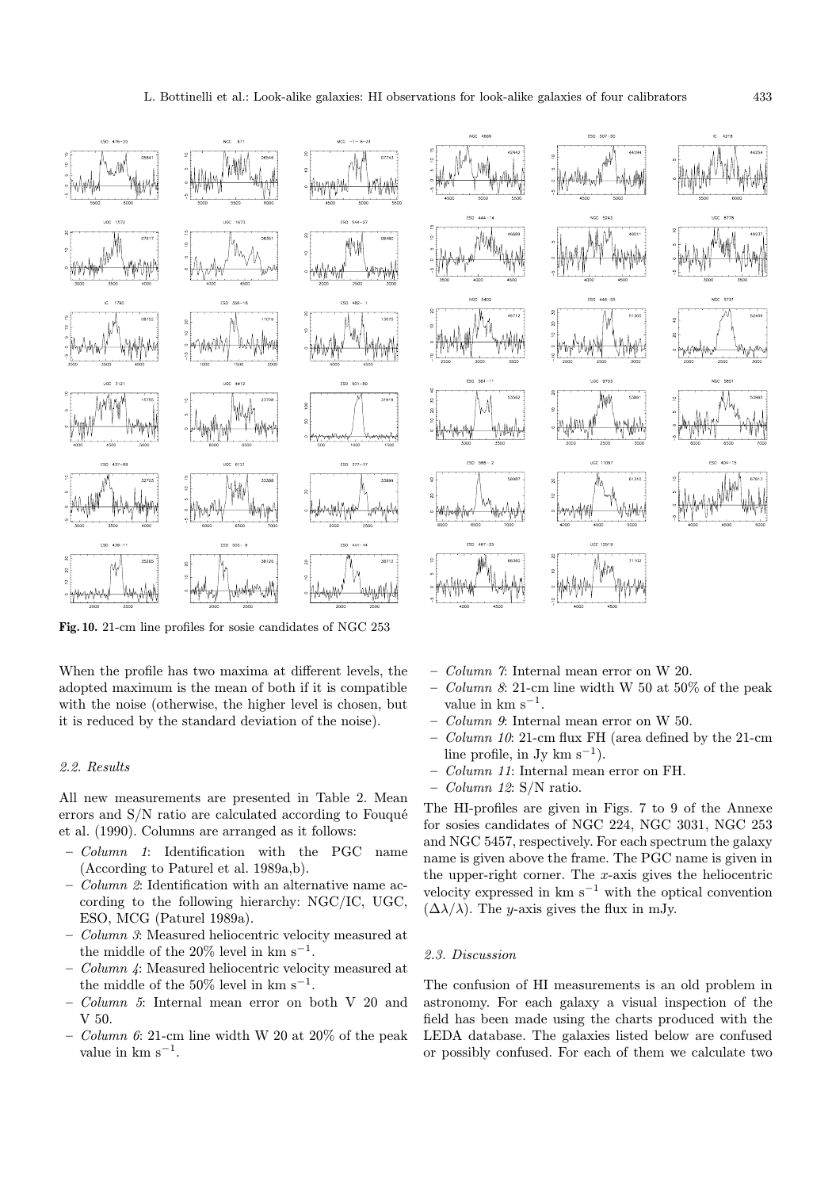**Fig. 10.** 21-cm line profiles for sosie candidates of NGC 253

When the profile has two maxima at different levels, the adopted maximum is the mean of both if it is compatible with the noise (otherwise, the higher level is chosen, but it is reduced by the standard deviation of the noise).

### 2.2. Results

All new measurements are presented in Table 2. Mean errors and S/N ratio are calculated according to Fouqué et al. (1990). Columns are arranged as it follows:

- *Column 1*: Identification with the PGC name (According to Paturel et al. 1989a,b).
- *Column 2*: Identification with an alternative name according to the following hierarchy: NGC/IC, UGC, ESO, MCG (Paturel 1989a).
- *Column 3*: Measured heliocentric velocity measured at the middle of the 20% level in km s$^{-1}$.
- *Column 4*: Measured heliocentric velocity measured at the middle of the 50% level in km s$^{-1}$.
- *Column 5*: Internal mean error on both V 20 and V 50.
- *Column 6*: 21-cm line width W 20 at 20% of the peak value in km s$^{-1}$.
- *Column 7*: Internal mean error on W 20.
- *Column 8*: 21-cm line width W 50 at 50% of the peak value in km s$^{-1}$.
- *Column 9*: Internal mean error on W 50.
- *Column 10*: 21-cm flux FH (area defined by the 21-cm line profile, in Jy km s$^{-1}$).
- *Column 11*: Internal mean error on FH.
- *Column 12*: S/N ratio.

The HI-profiles are given in Figs. 7 to 9 of the Annexe for sosies candidates of NGC 224, NGC 3031, NGC 253 and NGC 5457, respectively. For each spectrum the galaxy name is given above the frame. The PGC name is given in the upper-right corner. The $x$-axis gives the heliocentric velocity expressed in km s$^{-1}$ with the optical convention ($\Delta\lambda/\lambda$). The $y$-axis gives the flux in mJy.

### 2.3. Discussion

The confusion of HI measurements is an old problem in astronomy. For each galaxy a visual inspection of the field has been made using the charts produced with the LEDA database. The galaxies listed below are confused or possibly confused. For each of them we calculate two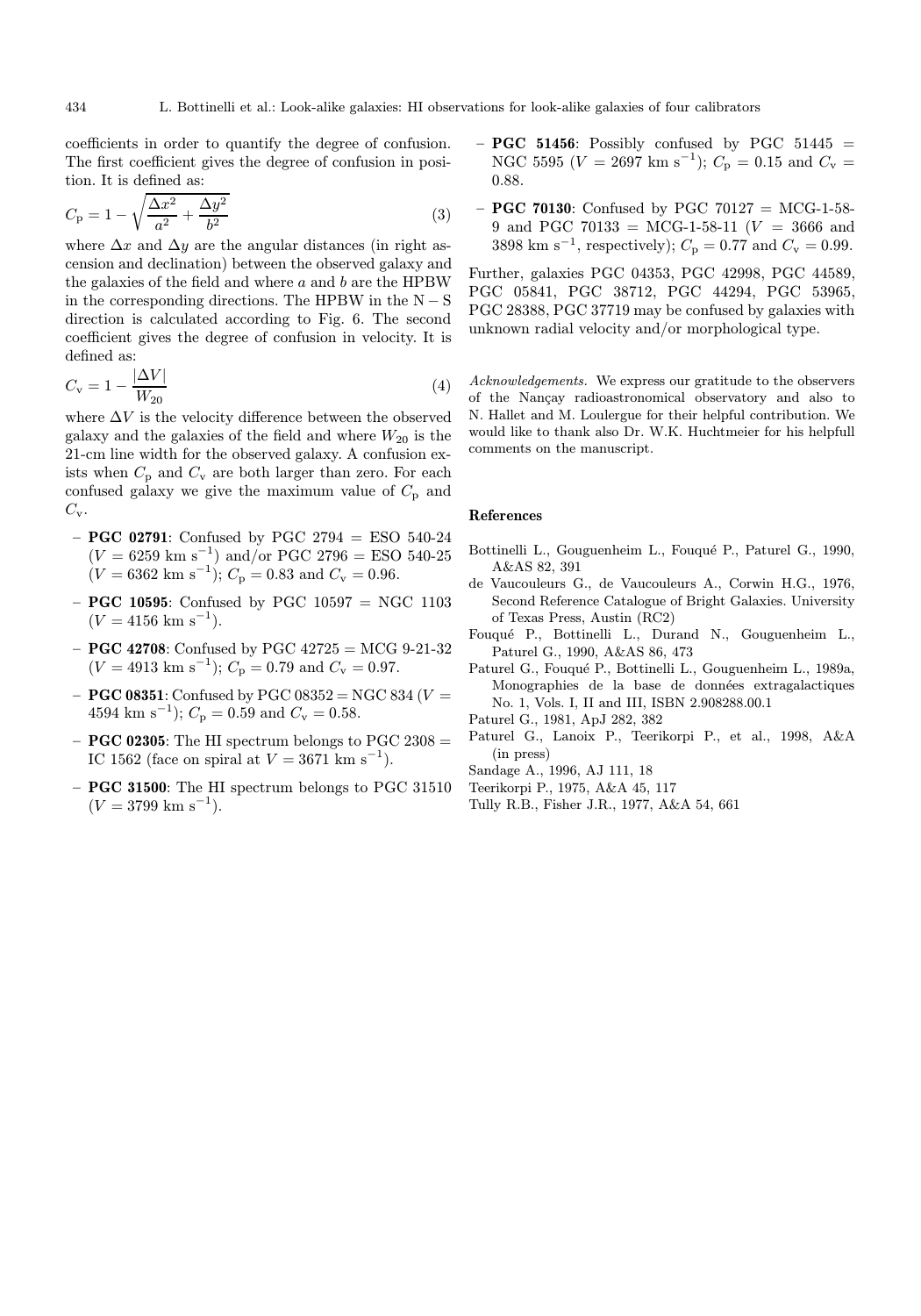coefficients in order to quantify the degree of confusion. The first coefficient gives the degree of confusion in position. It is defined as:

$$C_{\rm p} = 1 - \sqrt{\frac{\Delta x^2}{a^2} + \frac{\Delta y^2}{b^2}} \tag{3}$$

where $\Delta x$ and $\Delta y$ are the angular distances (in right ascension and declination) between the observed galaxy and the galaxies of the field and where $a$ and $b$ are the HPBW in the corresponding directions. The HPBW in the $\rm N-S$ direction is calculated according to Fig. 6. The second coefficient gives the degree of confusion in velocity. It is defined as:

$$C_{\rm v} = 1 - \frac{|\Delta V|}{W_{20}} \tag{4}$$

where $\Delta V$ is the velocity difference between the observed galaxy and the galaxies of the field and where $W_{20}$ is the 21-cm line width for the observed galaxy. A confusion exists when $C_{\rm p}$ and $C_{\rm v}$ are both larger than zero. For each confused galaxy we give the maximum value of $C_{\rm p}$ and $C_{\rm v}$.

- **PGC 02791**: Confused by PGC 2794 = ESO 540-24 ($V = 6259$ km s$^{-1}$) and/or PGC 2796 = ESO 540-25 ($V = 6362$ km s$^{-1}$); $C_{\rm p} = 0.83$ and $C_{\rm v} = 0.96$.
- **PGC 10595**: Confused by PGC 10597 = NGC 1103 ($V = 4156$ km s$^{-1}$).
- **PGC 42708**: Confused by PGC 42725 = MCG 9-21-32 ($V = 4913$ km s$^{-1}$); $C_{\rm p} = 0.79$ and $C_{\rm v} = 0.97$.
- **PGC 08351**: Confused by PGC 08352 = NGC 834 ($V = 4594$ km s$^{-1}$); $C_{\rm p} = 0.59$ and $C_{\rm v} = 0.58$.
- **PGC 02305**: The HI spectrum belongs to PGC 2308 = IC 1562 (face on spiral at $V = 3671$ km s$^{-1}$).
- **PGC 31500**: The HI spectrum belongs to PGC 31510 ($V = 3799$ km s$^{-1}$).
- **PGC 51456**: Possibly confused by PGC 51445 = NGC 5595 ($V = 2697$ km s$^{-1}$); $C_{\rm p} = 0.15$ and $C_{\rm v} = 0.88$.
- **PGC 70130**: Confused by PGC 70127 = MCG-1-58-9 and PGC 70133 = MCG-1-58-11 ($V = 3666$ and 3898 km s$^{-1}$, respectively); $C_{\rm p} = 0.77$ and $C_{\rm v} = 0.99$.

Further, galaxies PGC 04353, PGC 42998, PGC 44589, PGC 05841, PGC 38712, PGC 44294, PGC 53965, PGC 28388, PGC 37719 may be confused by galaxies with unknown radial velocity and/or morphological type.

*Acknowledgements.* We express our gratitude to the observers of the Nançay radioastronomical observatory and also to N. Hallet and M. Loulergue for their helpful contribution. We would like to thank also Dr. W.K. Huchtmeier for his helpfull comments on the manuscript.

## References

Bottinelli L., Gouguenheim L., Fouqué P., Paturel G., 1990, A&AS 82, 391

de Vaucouleurs G., de Vaucouleurs A., Corwin H.G., 1976, Second Reference Catalogue of Bright Galaxies. University of Texas Press, Austin (RC2)

Fouqué P., Bottinelli L., Durand N., Gouguenheim L., Paturel G., 1990, A&AS 86, 473

Paturel G., Fouqué P., Bottinelli L., Gouguenheim L., 1989a, Monographies de la base de données extragalactiques No. 1, Vols. I, II and III, ISBN 2.908288.00.1

Paturel G., 1981, ApJ 282, 382

Paturel G., Lanoix P., Teerikorpi P., et al., 1998, A&A (in press)

Sandage A., 1996, AJ 111, 18

Teerikorpi P., 1975, A&A 45, 117

Tully R.B., Fisher J.R., 1977, A&A 54, 661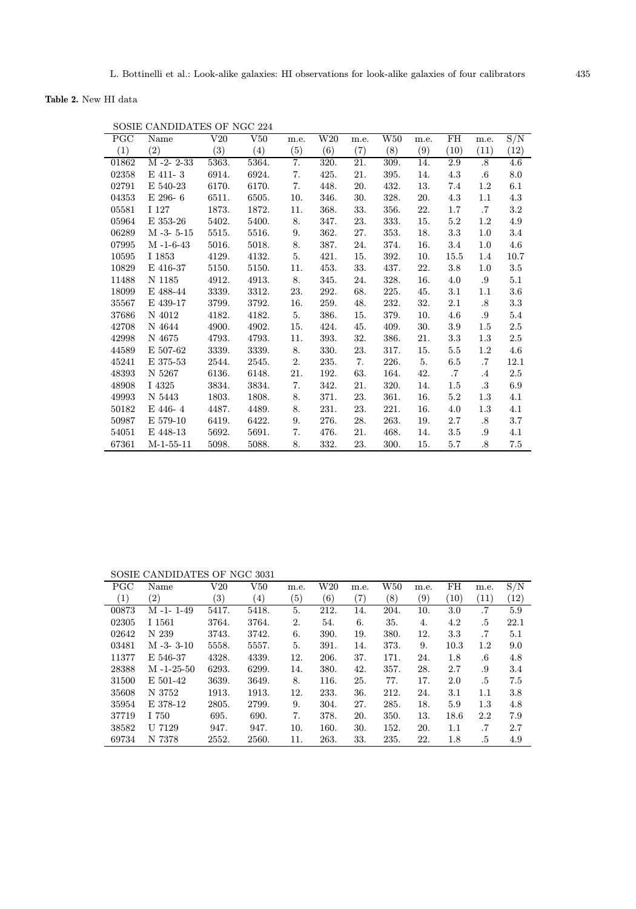**Table 2.** New HI data

SOSIE CANDIDATES OF NGC 224

| PGC | Name | V20 | V50 | m.e. | W20 | m.e. | W50 | m.e. | FH | m.e. | S/N |
|---|---|---|---|---|---|---|---|---|---|---|---|
| (1) | (2) | (3) | (4) | (5) | (6) | (7) | (8) | (9) | (10) | (11) | (12) |
| 01862 | M -2- 2-33 | 5363. | 5364. | 7. | 320. | 21. | 309. | 14. | 2.9 | .8 | 4.6 |
| 02358 | E 411- 3 | 6914. | 6924. | 7. | 425. | 21. | 395. | 14. | 4.3 | .6 | 8.0 |
| 02791 | E 540-23 | 6170. | 6170. | 7. | 448. | 20. | 432. | 13. | 7.4 | 1.2 | 6.1 |
| 04353 | E 296- 6 | 6511. | 6505. | 10. | 346. | 30. | 328. | 20. | 4.3 | 1.1 | 4.3 |
| 05581 | I 127 | 1873. | 1872. | 11. | 368. | 33. | 356. | 22. | 1.7 | .7 | 3.2 |
| 05964 | E 353-26 | 5402. | 5400. | 8. | 347. | 23. | 333. | 15. | 5.2 | 1.2 | 4.9 |
| 06289 | M -3- 5-15 | 5515. | 5516. | 9. | 362. | 27. | 353. | 18. | 3.3 | 1.0 | 3.4 |
| 07995 | M -1-6-43 | 5016. | 5018. | 8. | 387. | 24. | 374. | 16. | 3.4 | 1.0 | 4.6 |
| 10595 | I 1853 | 4129. | 4132. | 5. | 421. | 15. | 392. | 10. | 15.5 | 1.4 | 10.7 |
| 10829 | E 416-37 | 5150. | 5150. | 11. | 453. | 33. | 437. | 22. | 3.8 | 1.0 | 3.5 |
| 11488 | N 1185 | 4912. | 4913. | 8. | 345. | 24. | 328. | 16. | 4.0 | .9 | 5.1 |
| 18099 | E 488-44 | 3339. | 3312. | 23. | 292. | 68. | 225. | 45. | 3.1 | 1.1 | 3.6 |
| 35567 | E 439-17 | 3799. | 3792. | 16. | 259. | 48. | 232. | 32. | 2.1 | .8 | 3.3 |
| 37686 | N 4012 | 4182. | 4182. | 5. | 386. | 15. | 379. | 10. | 4.6 | .9 | 5.4 |
| 42708 | N 4644 | 4900. | 4902. | 15. | 424. | 45. | 409. | 30. | 3.9 | 1.5 | 2.5 |
| 42998 | N 4675 | 4793. | 4793. | 11. | 393. | 32. | 386. | 21. | 3.3 | 1.3 | 2.5 |
| 44589 | E 507-62 | 3339. | 3339. | 8. | 330. | 23. | 317. | 15. | 5.5 | 1.2 | 4.6 |
| 45241 | E 375-53 | 2544. | 2545. | 2. | 235. | 7. | 226. | 5. | 6.5 | .7 | 12.1 |
| 48393 | N 5267 | 6136. | 6148. | 21. | 192. | 63. | 164. | 42. | .7 | .4 | 2.5 |
| 48908 | I 4325 | 3834. | 3834. | 7. | 342. | 21. | 320. | 14. | 1.5 | .3 | 6.9 |
| 49993 | N 5443 | 1803. | 1808. | 8. | 371. | 23. | 361. | 16. | 5.2 | 1.3 | 4.1 |
| 50182 | E 446- 4 | 4487. | 4489. | 8. | 231. | 23. | 221. | 16. | 4.0 | 1.3 | 4.1 |
| 50987 | E 579-10 | 6419. | 6422. | 9. | 276. | 28. | 263. | 19. | 2.7 | .8 | 3.7 |
| 54051 | E 448-13 | 5692. | 5691. | 7. | 476. | 21. | 468. | 14. | 3.5 | .9 | 4.1 |
| 67361 | M-1-55-11 | 5098. | 5088. | 8. | 332. | 23. | 300. | 15. | 5.7 | .8 | 7.5 |

SOSIE CANDIDATES OF NGC 3031

| PGC | Name | V20 | V50 | m.e. | W20 | m.e. | W50 | m.e. | FH | m.e. | S/N |
|---|---|---|---|---|---|---|---|---|---|---|---|
| (1) | (2) | (3) | (4) | (5) | (6) | (7) | (8) | (9) | (10) | (11) | (12) |
| 00873 | M -1- 1-49 | 5417. | 5418. | 5. | 212. | 14. | 204. | 10. | 3.0 | .7 | 5.9 |
| 02305 | I 1561 | 3764. | 3764. | 2. | 54. | 6. | 35. | 4. | 4.2 | .5 | 22.1 |
| 02642 | N 239 | 3743. | 3742. | 6. | 390. | 19. | 380. | 12. | 3.3 | .7 | 5.1 |
| 03481 | M -3- 3-10 | 5558. | 5557. | 5. | 391. | 14. | 373. | 9. | 10.3 | 1.2 | 9.0 |
| 11377 | E 546-37 | 4328. | 4339. | 12. | 206. | 37. | 171. | 24. | 1.8 | .6 | 4.8 |
| 28388 | M -1-25-50 | 6293. | 6299. | 14. | 380. | 42. | 357. | 28. | 2.7 | .9 | 3.4 |
| 31500 | E 501-42 | 3639. | 3649. | 8. | 116. | 25. | 77. | 17. | 2.0 | .5 | 7.5 |
| 35608 | N 3752 | 1913. | 1913. | 12. | 233. | 36. | 212. | 24. | 3.1 | 1.1 | 3.8 |
| 35954 | E 378-12 | 2805. | 2799. | 9. | 304. | 27. | 285. | 18. | 5.9 | 1.3 | 4.8 |
| 37719 | I 750 | 695. | 690. | 7. | 378. | 20. | 350. | 13. | 18.6 | 2.2 | 7.9 |
| 38582 | U 7129 | 947. | 947. | 10. | 160. | 30. | 152. | 20. | 1.1 | .7 | 2.7 |
| 69734 | N 7378 | 2552. | 2560. | 11. | 263. | 33. | 235. | 22. | 1.8 | .5 | 4.9 |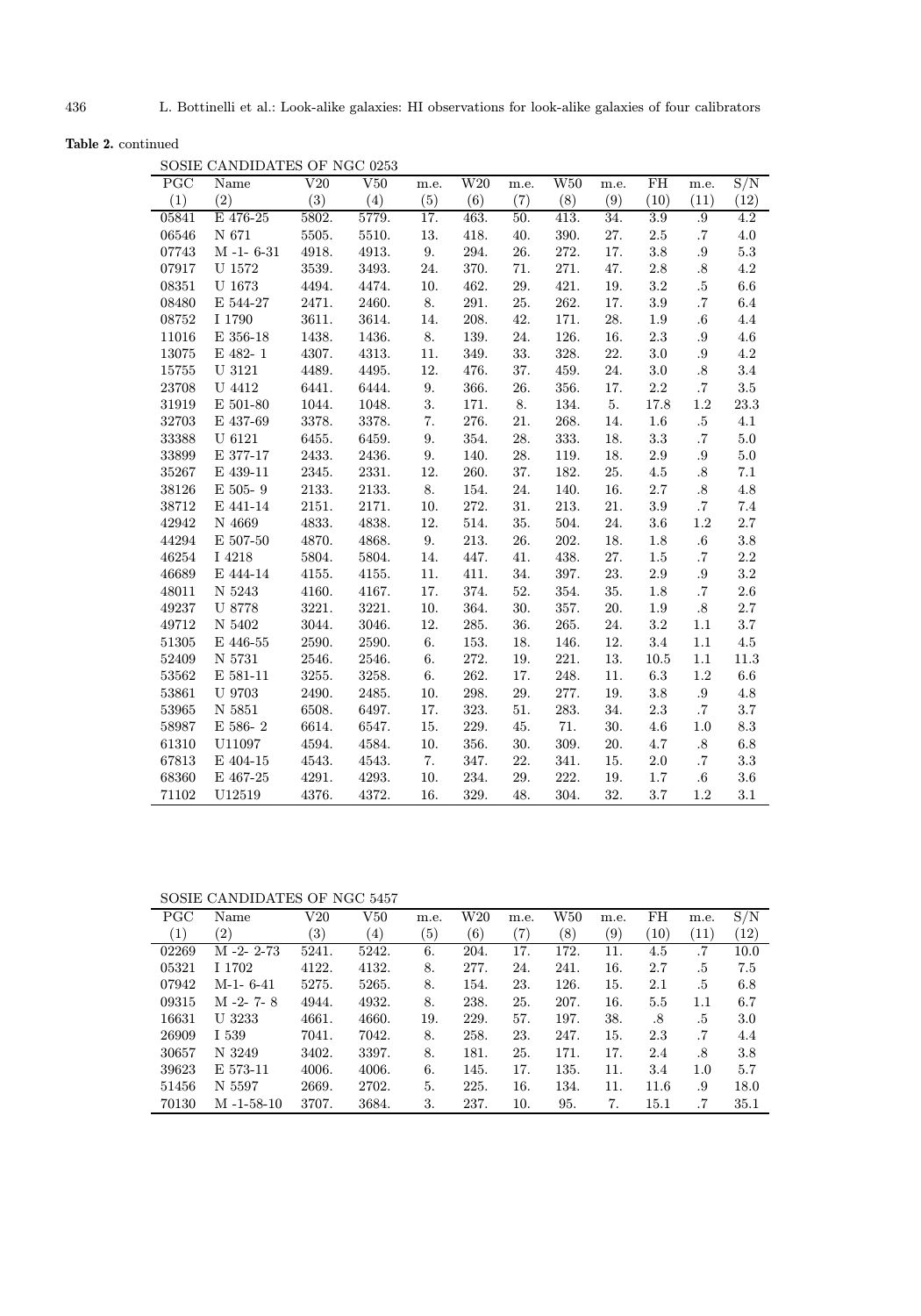**Table 2.** continued

SOSIE CANDIDATES OF NGC 0253

| PGC | Name | V20 | V50 | m.e. | W20 | m.e. | W50 | m.e. | FH | m.e. | S/N |
|---|---|---|---|---|---|---|---|---|---|---|---|
| (1) | (2) | (3) | (4) | (5) | (6) | (7) | (8) | (9) | (10) | (11) | (12) |
| 05841 | E 476-25 | 5802. | 5779. | 17. | 463. | 50. | 413. | 34. | 3.9 | .9 | 4.2 |
| 06546 | N 671 | 5505. | 5510. | 13. | 418. | 40. | 390. | 27. | 2.5 | .7 | 4.0 |
| 07743 | M -1- 6-31 | 4918. | 4913. | 9. | 294. | 26. | 272. | 17. | 3.8 | .9 | 5.3 |
| 07917 | U 1572 | 3539. | 3493. | 24. | 370. | 71. | 271. | 47. | 2.8 | .8 | 4.2 |
| 08351 | U 1673 | 4494. | 4474. | 10. | 462. | 29. | 421. | 19. | 3.2 | .5 | 6.6 |
| 08480 | E 544-27 | 2471. | 2460. | 8. | 291. | 25. | 262. | 17. | 3.9 | .7 | 6.4 |
| 08752 | I 1790 | 3611. | 3614. | 14. | 208. | 42. | 171. | 28. | 1.9 | .6 | 4.4 |
| 11016 | E 356-18 | 1438. | 1436. | 8. | 139. | 24. | 126. | 16. | 2.3 | .9 | 4.6 |
| 13075 | E 482- 1 | 4307. | 4313. | 11. | 349. | 33. | 328. | 22. | 3.0 | .9 | 4.2 |
| 15755 | U 3121 | 4489. | 4495. | 12. | 476. | 37. | 459. | 24. | 3.0 | .8 | 3.4 |
| 23708 | U 4412 | 6441. | 6444. | 9. | 366. | 26. | 356. | 17. | 2.2 | .7 | 3.5 |
| 31919 | E 501-80 | 1044. | 1048. | 3. | 171. | 8. | 134. | 5. | 17.8 | 1.2 | 23.3 |
| 32703 | E 437-69 | 3378. | 3378. | 7. | 276. | 21. | 268. | 14. | 1.6 | .5 | 4.1 |
| 33388 | U 6121 | 6455. | 6459. | 9. | 354. | 28. | 333. | 18. | 3.3 | .7 | 5.0 |
| 33899 | E 377-17 | 2433. | 2436. | 9. | 140. | 28. | 119. | 18. | 2.9 | .9 | 5.0 |
| 35267 | E 439-11 | 2345. | 2331. | 12. | 260. | 37. | 182. | 25. | 4.5 | .8 | 7.1 |
| 38126 | E 505- 9 | 2133. | 2133. | 8. | 154. | 24. | 140. | 16. | 2.7 | .8 | 4.8 |
| 38712 | E 441-14 | 2151. | 2171. | 10. | 272. | 31. | 213. | 21. | 3.9 | .7 | 7.4 |
| 42942 | N 4669 | 4833. | 4838. | 12. | 514. | 35. | 504. | 24. | 3.6 | 1.2 | 2.7 |
| 44294 | E 507-50 | 4870. | 4868. | 9. | 213. | 26. | 202. | 18. | 1.8 | .6 | 3.8 |
| 46254 | I 4218 | 5804. | 5804. | 14. | 447. | 41. | 438. | 27. | 1.5 | .7 | 2.2 |
| 46689 | E 444-14 | 4155. | 4155. | 11. | 411. | 34. | 397. | 23. | 2.9 | .9 | 3.2 |
| 48011 | N 5243 | 4160. | 4167. | 17. | 374. | 52. | 354. | 35. | 1.8 | .7 | 2.6 |
| 49237 | U 8778 | 3221. | 3221. | 10. | 364. | 30. | 357. | 20. | 1.9 | .8 | 2.7 |
| 49712 | N 5402 | 3044. | 3046. | 12. | 285. | 36. | 265. | 24. | 3.2 | 1.1 | 3.7 |
| 51305 | E 446-55 | 2590. | 2590. | 6. | 153. | 18. | 146. | 12. | 3.4 | 1.1 | 4.5 |
| 52409 | N 5731 | 2546. | 2546. | 6. | 272. | 19. | 221. | 13. | 10.5 | 1.1 | 11.3 |
| 53562 | E 581-11 | 3255. | 3258. | 6. | 262. | 17. | 248. | 11. | 6.3 | 1.2 | 6.6 |
| 53861 | U 9703 | 2490. | 2485. | 10. | 298. | 29. | 277. | 19. | 3.8 | .9 | 4.8 |
| 53965 | N 5851 | 6508. | 6497. | 17. | 323. | 51. | 283. | 34. | 2.3 | .7 | 3.7 |
| 58987 | E 586- 2 | 6614. | 6547. | 15. | 229. | 45. | 71. | 30. | 4.6 | 1.0 | 8.3 |
| 61310 | U11097 | 4594. | 4584. | 10. | 356. | 30. | 309. | 20. | 4.7 | .8 | 6.8 |
| 67813 | E 404-15 | 4543. | 4543. | 7. | 347. | 22. | 341. | 15. | 2.0 | .7 | 3.3 |
| 68360 | E 467-25 | 4291. | 4293. | 10. | 234. | 29. | 222. | 19. | 1.7 | .6 | 3.6 |
| 71102 | U12519 | 4376. | 4372. | 16. | 329. | 48. | 304. | 32. | 3.7 | 1.2 | 3.1 |

SOSIE CANDIDATES OF NGC 5457

| PGC | Name | V20 | V50 | m.e. | W20 | m.e. | W50 | m.e. | FH | m.e. | S/N |
|---|---|---|---|---|---|---|---|---|---|---|---|
| (1) | (2) | (3) | (4) | (5) | (6) | (7) | (8) | (9) | (10) | (11) | (12) |
| 02269 | M -2- 2-73 | 5241. | 5242. | 6. | 204. | 17. | 172. | 11. | 4.5 | .7 | 10.0 |
| 05321 | I 1702 | 4122. | 4132. | 8. | 277. | 24. | 241. | 16. | 2.7 | .5 | 7.5 |
| 07942 | M-1- 6-41 | 5275. | 5265. | 8. | 154. | 23. | 126. | 15. | 2.1 | .5 | 6.8 |
| 09315 | M -2- 7- 8 | 4944. | 4932. | 8. | 238. | 25. | 207. | 16. | 5.5 | 1.1 | 6.7 |
| 16631 | U 3233 | 4661. | 4660. | 19. | 229. | 57. | 197. | 38. | .8 | .5 | 3.0 |
| 26909 | I 539 | 7041. | 7042. | 8. | 258. | 23. | 247. | 15. | 2.3 | .7 | 4.4 |
| 30657 | N 3249 | 3402. | 3397. | 8. | 181. | 25. | 171. | 17. | 2.4 | .8 | 3.8 |
| 39623 | E 573-11 | 4006. | 4006. | 6. | 145. | 17. | 135. | 11. | 3.4 | 1.0 | 5.7 |
| 51456 | N 5597 | 2669. | 2702. | 5. | 225. | 16. | 134. | 11. | 11.6 | .9 | 18.0 |
| 70130 | M -1-58-10 | 3707. | 3684. | 3. | 237. | 10. | 95. | 7. | 15.1 | .7 | 35.1 |